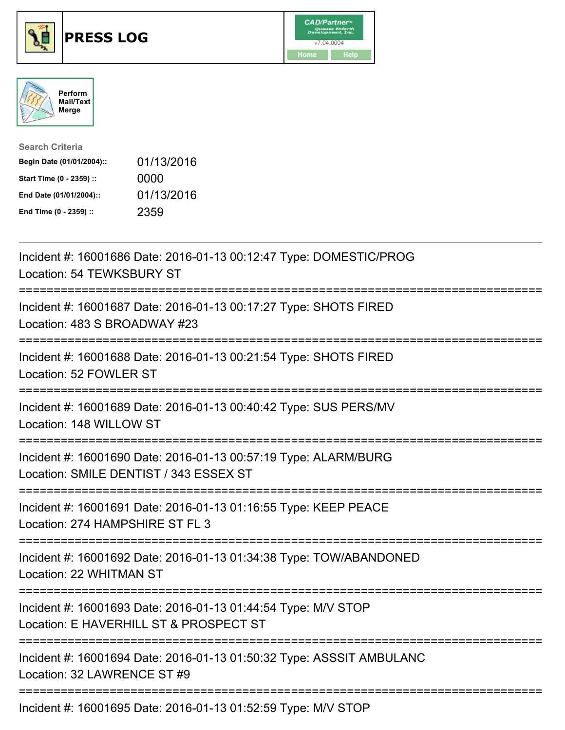# PRESS LOG

CAD/Partner™ Queues Enforth Development, Inc.
v7.04.0004

Home Help

Perform Mail/Text Merge

**Search Criteria**

| | |
|---|---|
| **Begin Date (01/01/2004)::** | 01/13/2016 |
| **Start Time (0 - 2359) ::** | 0000 |
| **End Date (01/01/2004)::** | 01/13/2016 |
| **End Time (0 - 2359) ::** | 2359 |

---

Incident #: 16001686 Date: 2016-01-13 00:12:47 Type: DOMESTIC/PROG
Location: 54 TEWKSBURY ST

===========================================================================

Incident #: 16001687 Date: 2016-01-13 00:17:27 Type: SHOTS FIRED
Location: 483 S BROADWAY #23

===========================================================================

Incident #: 16001688 Date: 2016-01-13 00:21:54 Type: SHOTS FIRED
Location: 52 FOWLER ST

===========================================================================

Incident #: 16001689 Date: 2016-01-13 00:40:42 Type: SUS PERS/MV
Location: 148 WILLOW ST

===========================================================================

Incident #: 16001690 Date: 2016-01-13 00:57:19 Type: ALARM/BURG
Location: SMILE DENTIST / 343 ESSEX ST

===========================================================================

Incident #: 16001691 Date: 2016-01-13 01:16:55 Type: KEEP PEACE
Location: 274 HAMPSHIRE ST FL 3

===========================================================================

Incident #: 16001692 Date: 2016-01-13 01:34:38 Type: TOW/ABANDONED
Location: 22 WHITMAN ST

===========================================================================

Incident #: 16001693 Date: 2016-01-13 01:44:54 Type: M/V STOP
Location: E HAVERHILL ST & PROSPECT ST

===========================================================================

Incident #: 16001694 Date: 2016-01-13 01:50:32 Type: ASSSIT AMBULANC
Location: 32 LAWRENCE ST #9

===========================================================================

Incident #: 16001695 Date: 2016-01-13 01:52:59 Type: M/V STOP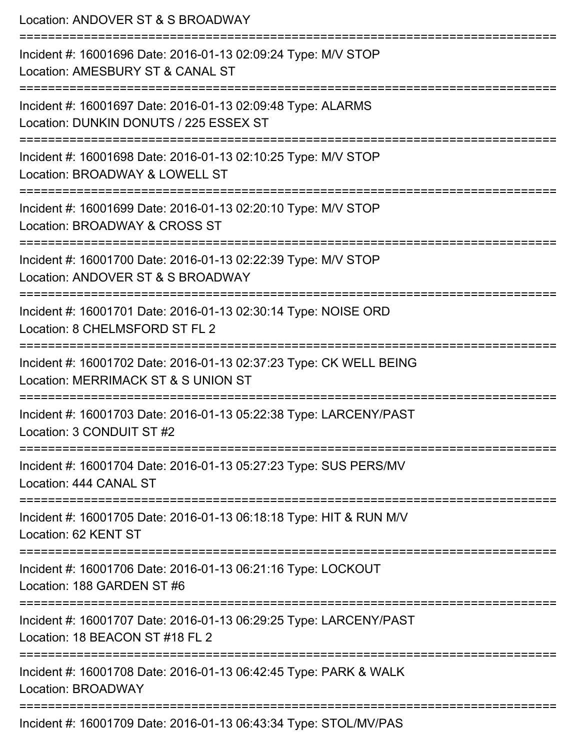Location: ANDOVER ST & S BROADWAY

===========================================================================

Incident #: 16001696 Date: 2016-01-13 02:09:24 Type: M/V STOP
Location: AMESBURY ST & CANAL ST

===========================================================================

Incident #: 16001697 Date: 2016-01-13 02:09:48 Type: ALARMS
Location: DUNKIN DONUTS / 225 ESSEX ST

===========================================================================

Incident #: 16001698 Date: 2016-01-13 02:10:25 Type: M/V STOP
Location: BROADWAY & LOWELL ST

===========================================================================

Incident #: 16001699 Date: 2016-01-13 02:20:10 Type: M/V STOP
Location: BROADWAY & CROSS ST

===========================================================================

Incident #: 16001700 Date: 2016-01-13 02:22:39 Type: M/V STOP
Location: ANDOVER ST & S BROADWAY

===========================================================================

Incident #: 16001701 Date: 2016-01-13 02:30:14 Type: NOISE ORD
Location: 8 CHELMSFORD ST FL 2

===========================================================================

Incident #: 16001702 Date: 2016-01-13 02:37:23 Type: CK WELL BEING
Location: MERRIMACK ST & S UNION ST

===========================================================================

Incident #: 16001703 Date: 2016-01-13 05:22:38 Type: LARCENY/PAST
Location: 3 CONDUIT ST #2

===========================================================================

Incident #: 16001704 Date: 2016-01-13 05:27:23 Type: SUS PERS/MV
Location: 444 CANAL ST

===========================================================================

Incident #: 16001705 Date: 2016-01-13 06:18:18 Type: HIT & RUN M/V
Location: 62 KENT ST

===========================================================================

Incident #: 16001706 Date: 2016-01-13 06:21:16 Type: LOCKOUT
Location: 188 GARDEN ST #6

===========================================================================

Incident #: 16001707 Date: 2016-01-13 06:29:25 Type: LARCENY/PAST
Location: 18 BEACON ST #18 FL 2

===========================================================================

Incident #: 16001708 Date: 2016-01-13 06:42:45 Type: PARK & WALK
Location: BROADWAY

===========================================================================

Incident #: 16001709 Date: 2016-01-13 06:43:34 Type: STOL/MV/PAS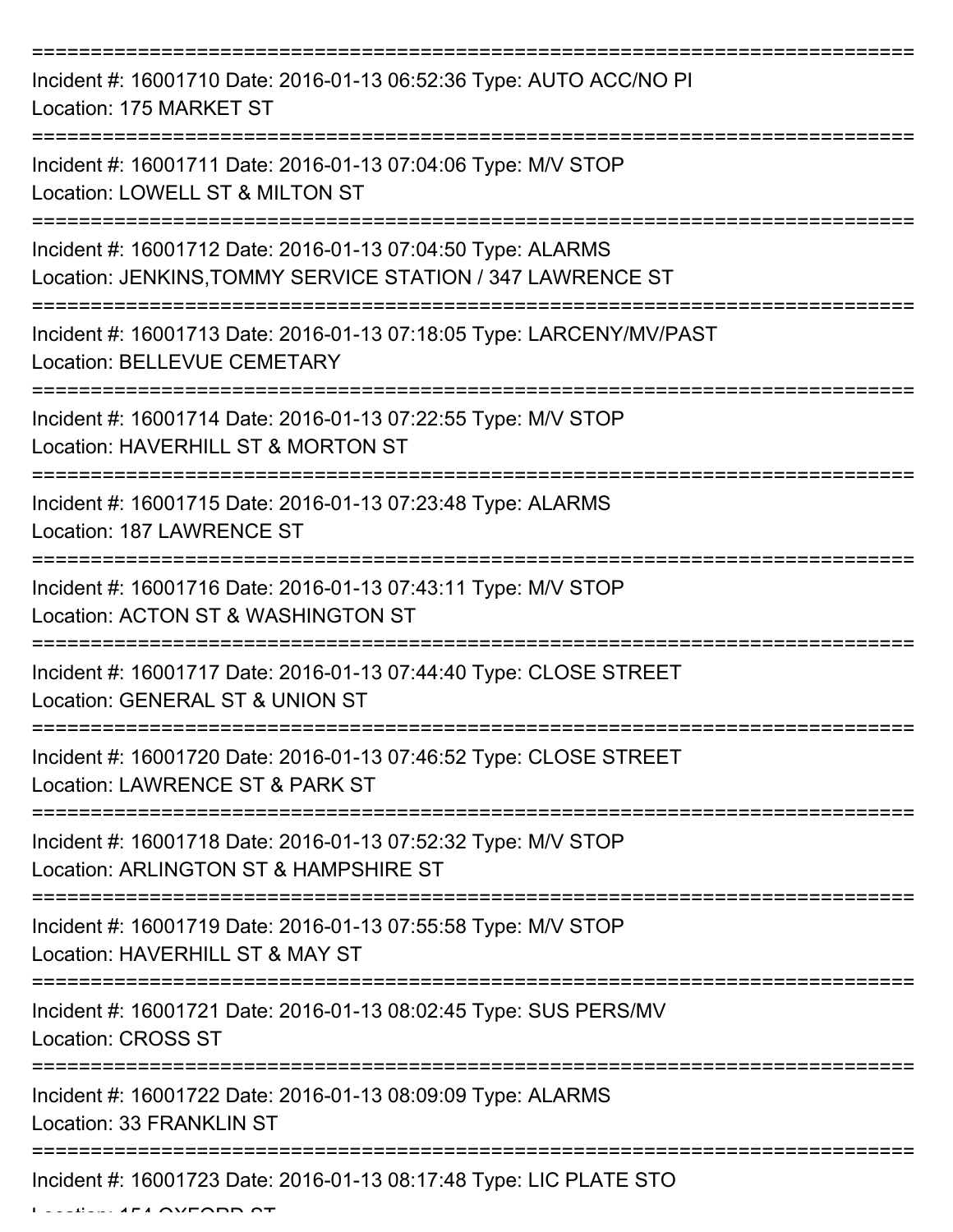===========================================================================

Incident #: 16001710 Date: 2016-01-13 06:52:36 Type: AUTO ACC/NO PI
Location: 175 MARKET ST

===========================================================================

Incident #: 16001711 Date: 2016-01-13 07:04:06 Type: M/V STOP
Location: LOWELL ST & MILTON ST

===========================================================================

Incident #: 16001712 Date: 2016-01-13 07:04:50 Type: ALARMS
Location: JENKINS,TOMMY SERVICE STATION / 347 LAWRENCE ST

===========================================================================

Incident #: 16001713 Date: 2016-01-13 07:18:05 Type: LARCENY/MV/PAST
Location: BELLEVUE CEMETARY

===========================================================================

Incident #: 16001714 Date: 2016-01-13 07:22:55 Type: M/V STOP
Location: HAVERHILL ST & MORTON ST

===========================================================================

Incident #: 16001715 Date: 2016-01-13 07:23:48 Type: ALARMS
Location: 187 LAWRENCE ST

===========================================================================

Incident #: 16001716 Date: 2016-01-13 07:43:11 Type: M/V STOP
Location: ACTON ST & WASHINGTON ST

===========================================================================

Incident #: 16001717 Date: 2016-01-13 07:44:40 Type: CLOSE STREET
Location: GENERAL ST & UNION ST

===========================================================================

Incident #: 16001720 Date: 2016-01-13 07:46:52 Type: CLOSE STREET
Location: LAWRENCE ST & PARK ST

===========================================================================

Incident #: 16001718 Date: 2016-01-13 07:52:32 Type: M/V STOP
Location: ARLINGTON ST & HAMPSHIRE ST

===========================================================================

Incident #: 16001719 Date: 2016-01-13 07:55:58 Type: M/V STOP
Location: HAVERHILL ST & MAY ST

===========================================================================

Incident #: 16001721 Date: 2016-01-13 08:02:45 Type: SUS PERS/MV
Location: CROSS ST

===========================================================================

Incident #: 16001722 Date: 2016-01-13 08:09:09 Type: ALARMS
Location: 33 FRANKLIN ST

===========================================================================

Incident #: 16001723 Date: 2016-01-13 08:17:48 Type: LIC PLATE STO
Location: 154 OXFORD ST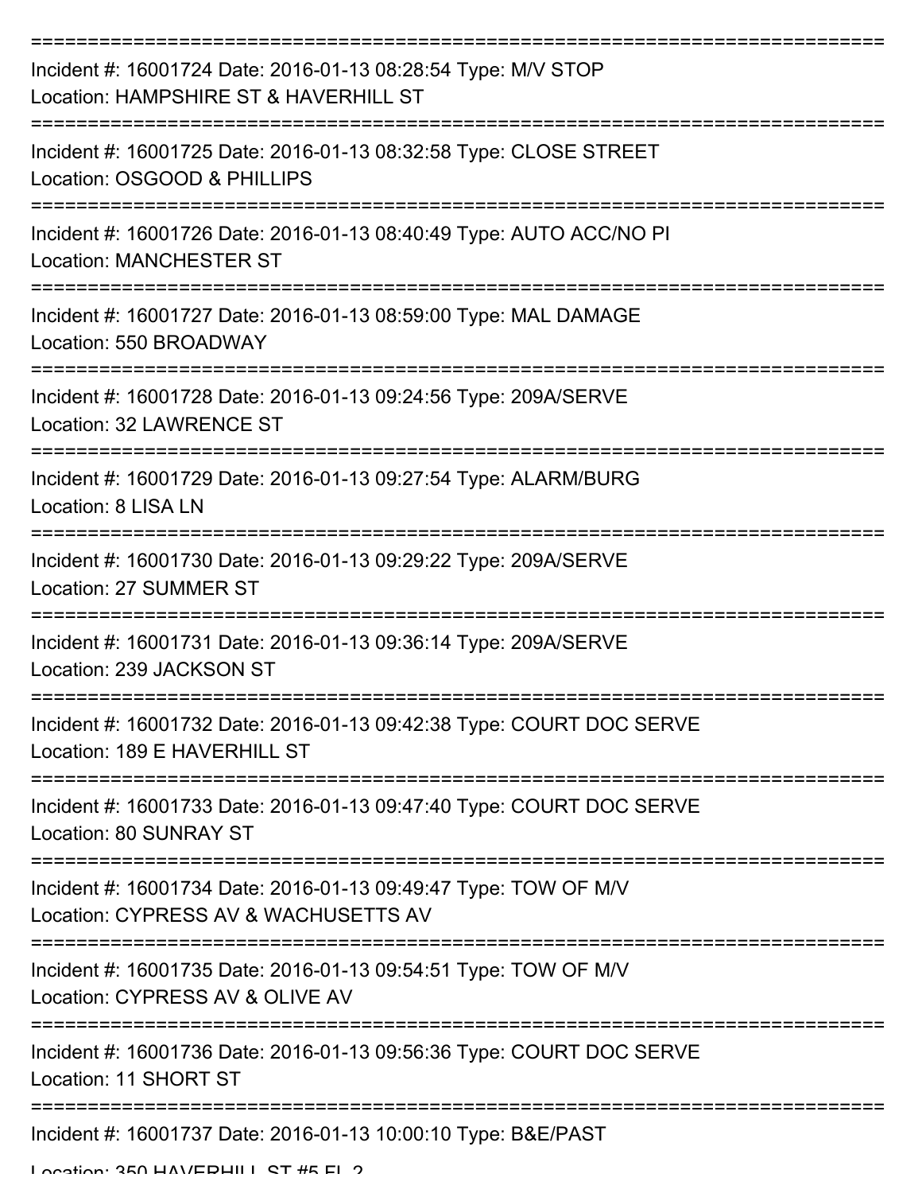===========================================================================

Incident #: 16001724 Date: 2016-01-13 08:28:54 Type: M/V STOP
Location: HAMPSHIRE ST & HAVERHILL ST

===========================================================================

Incident #: 16001725 Date: 2016-01-13 08:32:58 Type: CLOSE STREET
Location: OSGOOD & PHILLIPS

===========================================================================

Incident #: 16001726 Date: 2016-01-13 08:40:49 Type: AUTO ACC/NO PI
Location: MANCHESTER ST

===========================================================================

Incident #: 16001727 Date: 2016-01-13 08:59:00 Type: MAL DAMAGE
Location: 550 BROADWAY

===========================================================================

Incident #: 16001728 Date: 2016-01-13 09:24:56 Type: 209A/SERVE
Location: 32 LAWRENCE ST

===========================================================================

Incident #: 16001729 Date: 2016-01-13 09:27:54 Type: ALARM/BURG
Location: 8 LISA LN

===========================================================================

Incident #: 16001730 Date: 2016-01-13 09:29:22 Type: 209A/SERVE
Location: 27 SUMMER ST

===========================================================================

Incident #: 16001731 Date: 2016-01-13 09:36:14 Type: 209A/SERVE
Location: 239 JACKSON ST

===========================================================================

Incident #: 16001732 Date: 2016-01-13 09:42:38 Type: COURT DOC SERVE
Location: 189 E HAVERHILL ST

===========================================================================

Incident #: 16001733 Date: 2016-01-13 09:47:40 Type: COURT DOC SERVE
Location: 80 SUNRAY ST

===========================================================================

Incident #: 16001734 Date: 2016-01-13 09:49:47 Type: TOW OF M/V
Location: CYPRESS AV & WACHUSETTS AV

===========================================================================

Incident #: 16001735 Date: 2016-01-13 09:54:51 Type: TOW OF M/V
Location: CYPRESS AV & OLIVE AV

===========================================================================

Incident #: 16001736 Date: 2016-01-13 09:56:36 Type: COURT DOC SERVE
Location: 11 SHORT ST

===========================================================================

Incident #: 16001737 Date: 2016-01-13 10:00:10 Type: B&E/PAST
Location: 350 HAVERHILL ST #5 FL 2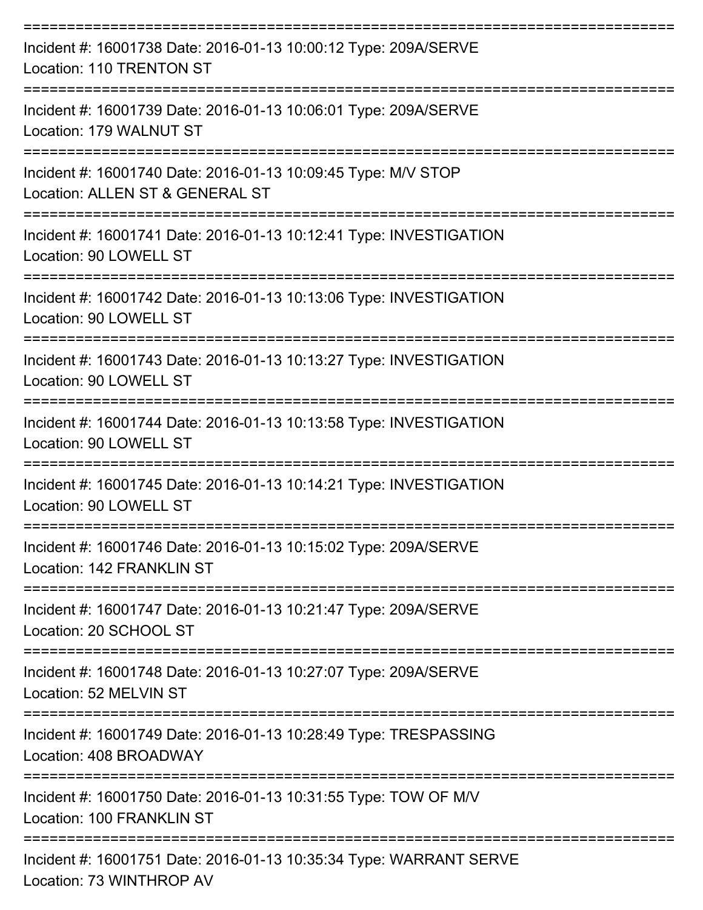===========================================================================

Incident #: 16001738 Date: 2016-01-13 10:00:12 Type: 209A/SERVE
Location: 110 TRENTON ST

===========================================================================

Incident #: 16001739 Date: 2016-01-13 10:06:01 Type: 209A/SERVE
Location: 179 WALNUT ST

===========================================================================

Incident #: 16001740 Date: 2016-01-13 10:09:45 Type: M/V STOP
Location: ALLEN ST & GENERAL ST

===========================================================================

Incident #: 16001741 Date: 2016-01-13 10:12:41 Type: INVESTIGATION
Location: 90 LOWELL ST

===========================================================================

Incident #: 16001742 Date: 2016-01-13 10:13:06 Type: INVESTIGATION
Location: 90 LOWELL ST

===========================================================================

Incident #: 16001743 Date: 2016-01-13 10:13:27 Type: INVESTIGATION
Location: 90 LOWELL ST

===========================================================================

Incident #: 16001744 Date: 2016-01-13 10:13:58 Type: INVESTIGATION
Location: 90 LOWELL ST

===========================================================================

Incident #: 16001745 Date: 2016-01-13 10:14:21 Type: INVESTIGATION
Location: 90 LOWELL ST

===========================================================================

Incident #: 16001746 Date: 2016-01-13 10:15:02 Type: 209A/SERVE
Location: 142 FRANKLIN ST

===========================================================================

Incident #: 16001747 Date: 2016-01-13 10:21:47 Type: 209A/SERVE
Location: 20 SCHOOL ST

===========================================================================

Incident #: 16001748 Date: 2016-01-13 10:27:07 Type: 209A/SERVE
Location: 52 MELVIN ST

===========================================================================

Incident #: 16001749 Date: 2016-01-13 10:28:49 Type: TRESPASSING
Location: 408 BROADWAY

===========================================================================

Incident #: 16001750 Date: 2016-01-13 10:31:55 Type: TOW OF M/V
Location: 100 FRANKLIN ST

===========================================================================

Incident #: 16001751 Date: 2016-01-13 10:35:34 Type: WARRANT SERVE
Location: 73 WINTHROP AV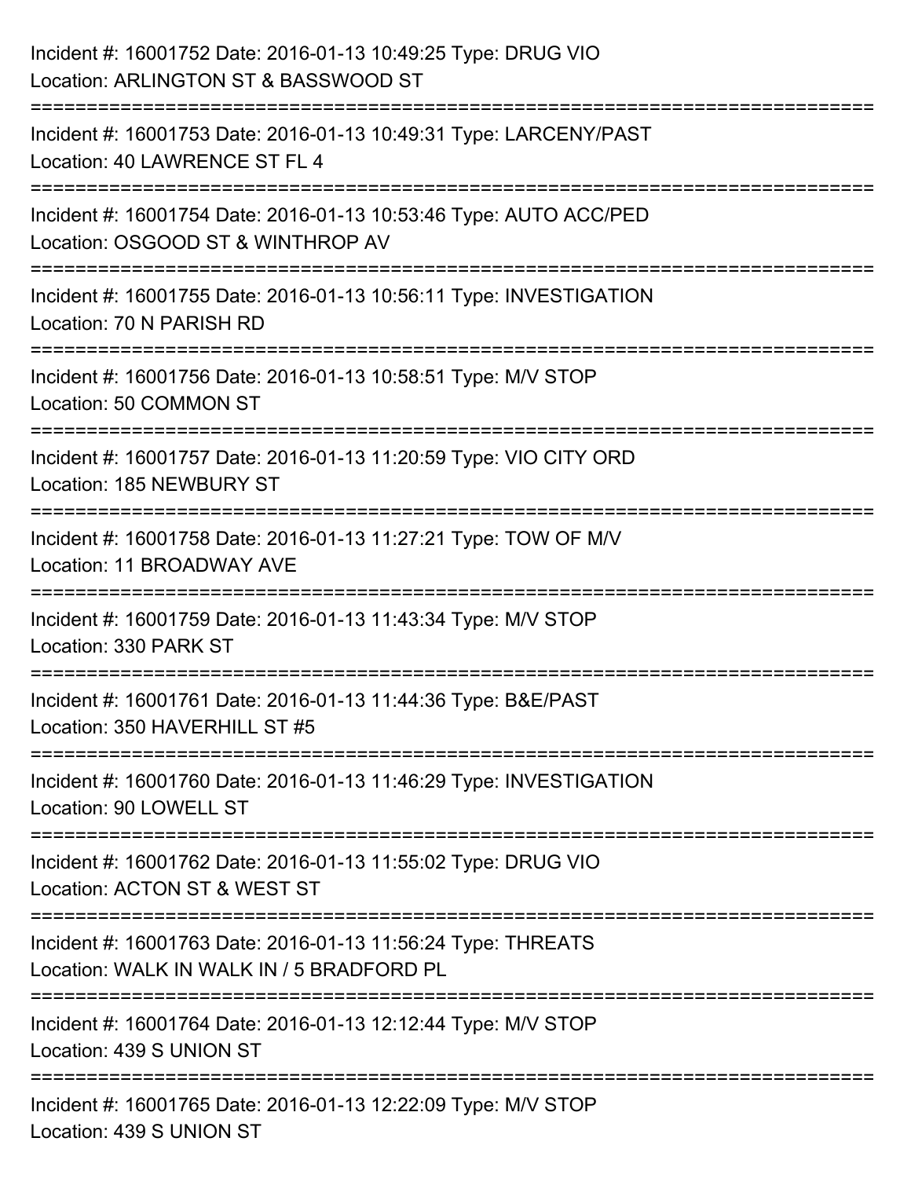Incident #: 16001752 Date: 2016-01-13 10:49:25 Type: DRUG VIO
Location: ARLINGTON ST & BASSWOOD ST

===========================================================================

Incident #: 16001753 Date: 2016-01-13 10:49:31 Type: LARCENY/PAST
Location: 40 LAWRENCE ST FL 4

===========================================================================

Incident #: 16001754 Date: 2016-01-13 10:53:46 Type: AUTO ACC/PED
Location: OSGOOD ST & WINTHROP AV

===========================================================================

Incident #: 16001755 Date: 2016-01-13 10:56:11 Type: INVESTIGATION
Location: 70 N PARISH RD

===========================================================================

Incident #: 16001756 Date: 2016-01-13 10:58:51 Type: M/V STOP
Location: 50 COMMON ST

===========================================================================

Incident #: 16001757 Date: 2016-01-13 11:20:59 Type: VIO CITY ORD
Location: 185 NEWBURY ST

===========================================================================

Incident #: 16001758 Date: 2016-01-13 11:27:21 Type: TOW OF M/V
Location: 11 BROADWAY AVE

===========================================================================

Incident #: 16001759 Date: 2016-01-13 11:43:34 Type: M/V STOP
Location: 330 PARK ST

===========================================================================

Incident #: 16001761 Date: 2016-01-13 11:44:36 Type: B&E/PAST
Location: 350 HAVERHILL ST #5

===========================================================================

Incident #: 16001760 Date: 2016-01-13 11:46:29 Type: INVESTIGATION
Location: 90 LOWELL ST

===========================================================================

Incident #: 16001762 Date: 2016-01-13 11:55:02 Type: DRUG VIO
Location: ACTON ST & WEST ST

===========================================================================

Incident #: 16001763 Date: 2016-01-13 11:56:24 Type: THREATS
Location: WALK IN WALK IN / 5 BRADFORD PL

===========================================================================

Incident #: 16001764 Date: 2016-01-13 12:12:44 Type: M/V STOP
Location: 439 S UNION ST

===========================================================================

Incident #: 16001765 Date: 2016-01-13 12:22:09 Type: M/V STOP
Location: 439 S UNION ST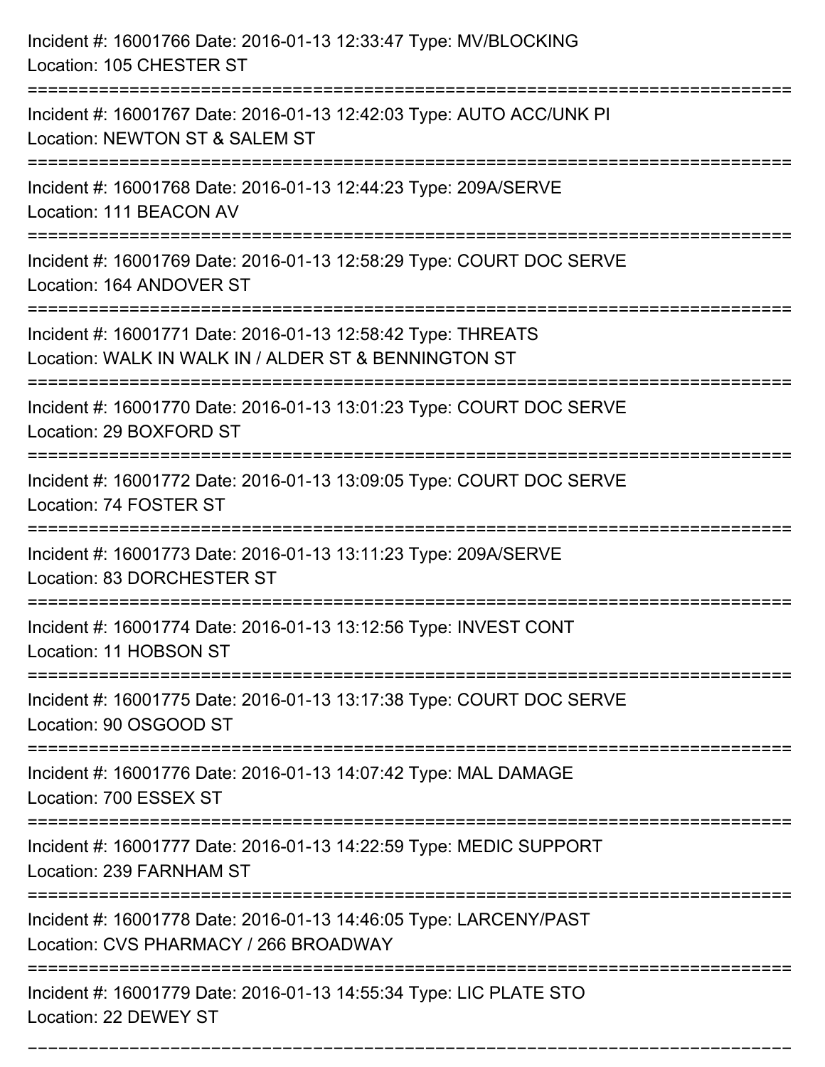Incident #: 16001766 Date: 2016-01-13 12:33:47 Type: MV/BLOCKING
Location: 105 CHESTER ST

===========================================================================

Incident #: 16001767 Date: 2016-01-13 12:42:03 Type: AUTO ACC/UNK PI
Location: NEWTON ST & SALEM ST

===========================================================================

Incident #: 16001768 Date: 2016-01-13 12:44:23 Type: 209A/SERVE
Location: 111 BEACON AV

===========================================================================

Incident #: 16001769 Date: 2016-01-13 12:58:29 Type: COURT DOC SERVE
Location: 164 ANDOVER ST

===========================================================================

Incident #: 16001771 Date: 2016-01-13 12:58:42 Type: THREATS
Location: WALK IN WALK IN / ALDER ST & BENNINGTON ST

===========================================================================

Incident #: 16001770 Date: 2016-01-13 13:01:23 Type: COURT DOC SERVE
Location: 29 BOXFORD ST

===========================================================================

Incident #: 16001772 Date: 2016-01-13 13:09:05 Type: COURT DOC SERVE
Location: 74 FOSTER ST

===========================================================================

Incident #: 16001773 Date: 2016-01-13 13:11:23 Type: 209A/SERVE
Location: 83 DORCHESTER ST

===========================================================================

Incident #: 16001774 Date: 2016-01-13 13:12:56 Type: INVEST CONT
Location: 11 HOBSON ST

===========================================================================

Incident #: 16001775 Date: 2016-01-13 13:17:38 Type: COURT DOC SERVE
Location: 90 OSGOOD ST

===========================================================================

Incident #: 16001776 Date: 2016-01-13 14:07:42 Type: MAL DAMAGE
Location: 700 ESSEX ST

===========================================================================

Incident #: 16001777 Date: 2016-01-13 14:22:59 Type: MEDIC SUPPORT
Location: 239 FARNHAM ST

===========================================================================

Incident #: 16001778 Date: 2016-01-13 14:46:05 Type: LARCENY/PAST
Location: CVS PHARMACY / 266 BROADWAY

===========================================================================

Incident #: 16001779 Date: 2016-01-13 14:55:34 Type: LIC PLATE STO
Location: 22 DEWEY ST

===========================================================================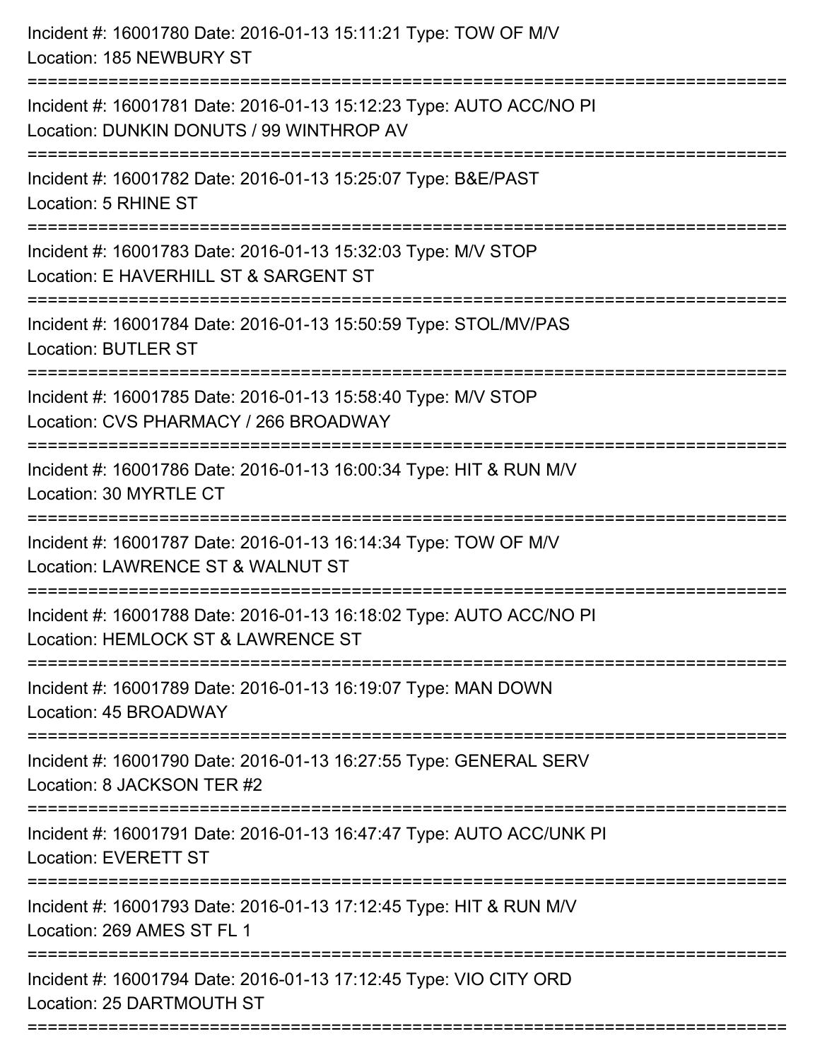Incident #: 16001780 Date: 2016-01-13 15:11:21 Type: TOW OF M/V
Location: 185 NEWBURY ST

===========================================================================

Incident #: 16001781 Date: 2016-01-13 15:12:23 Type: AUTO ACC/NO PI
Location: DUNKIN DONUTS / 99 WINTHROP AV

===========================================================================

Incident #: 16001782 Date: 2016-01-13 15:25:07 Type: B&E/PAST
Location: 5 RHINE ST

===========================================================================

Incident #: 16001783 Date: 2016-01-13 15:32:03 Type: M/V STOP
Location: E HAVERHILL ST & SARGENT ST

===========================================================================

Incident #: 16001784 Date: 2016-01-13 15:50:59 Type: STOL/MV/PAS
Location: BUTLER ST

===========================================================================

Incident #: 16001785 Date: 2016-01-13 15:58:40 Type: M/V STOP
Location: CVS PHARMACY / 266 BROADWAY

===========================================================================

Incident #: 16001786 Date: 2016-01-13 16:00:34 Type: HIT & RUN M/V
Location: 30 MYRTLE CT

===========================================================================

Incident #: 16001787 Date: 2016-01-13 16:14:34 Type: TOW OF M/V
Location: LAWRENCE ST & WALNUT ST

===========================================================================

Incident #: 16001788 Date: 2016-01-13 16:18:02 Type: AUTO ACC/NO PI
Location: HEMLOCK ST & LAWRENCE ST

===========================================================================

Incident #: 16001789 Date: 2016-01-13 16:19:07 Type: MAN DOWN
Location: 45 BROADWAY

===========================================================================

Incident #: 16001790 Date: 2016-01-13 16:27:55 Type: GENERAL SERV
Location: 8 JACKSON TER #2

===========================================================================

Incident #: 16001791 Date: 2016-01-13 16:47:47 Type: AUTO ACC/UNK PI
Location: EVERETT ST

===========================================================================

Incident #: 16001793 Date: 2016-01-13 17:12:45 Type: HIT & RUN M/V
Location: 269 AMES ST FL 1

===========================================================================

Incident #: 16001794 Date: 2016-01-13 17:12:45 Type: VIO CITY ORD
Location: 25 DARTMOUTH ST

===========================================================================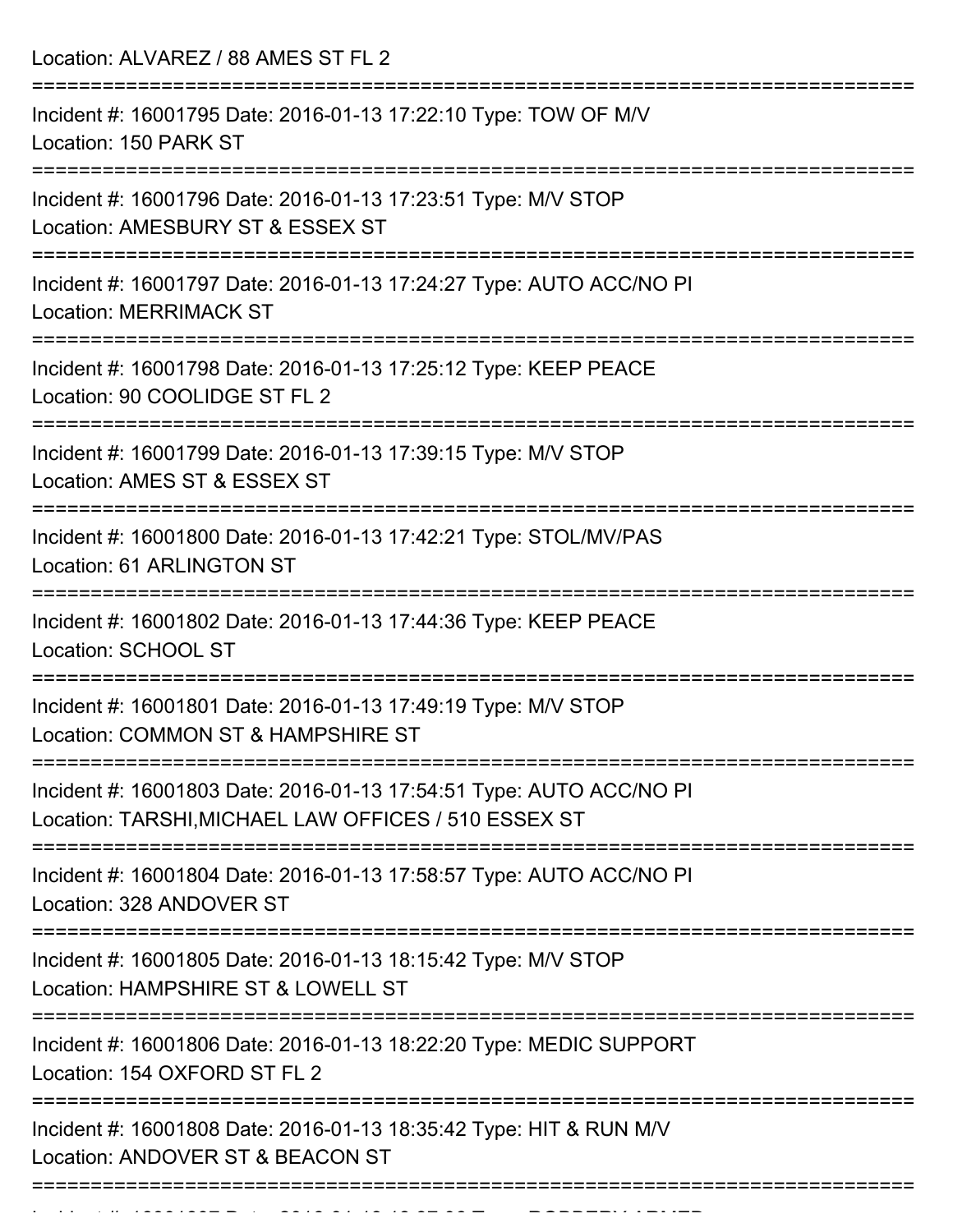Location: ALVAREZ / 88 AMES ST FL 2

===========================================================================

Incident #: 16001795 Date: 2016-01-13 17:22:10 Type: TOW OF M/V
Location: 150 PARK ST

===========================================================================

Incident #: 16001796 Date: 2016-01-13 17:23:51 Type: M/V STOP
Location: AMESBURY ST & ESSEX ST

===========================================================================

Incident #: 16001797 Date: 2016-01-13 17:24:27 Type: AUTO ACC/NO PI
Location: MERRIMACK ST

===========================================================================

Incident #: 16001798 Date: 2016-01-13 17:25:12 Type: KEEP PEACE
Location: 90 COOLIDGE ST FL 2

===========================================================================

Incident #: 16001799 Date: 2016-01-13 17:39:15 Type: M/V STOP
Location: AMES ST & ESSEX ST

===========================================================================

Incident #: 16001800 Date: 2016-01-13 17:42:21 Type: STOL/MV/PAS
Location: 61 ARLINGTON ST

===========================================================================

Incident #: 16001802 Date: 2016-01-13 17:44:36 Type: KEEP PEACE
Location: SCHOOL ST

===========================================================================

Incident #: 16001801 Date: 2016-01-13 17:49:19 Type: M/V STOP
Location: COMMON ST & HAMPSHIRE ST

===========================================================================

Incident #: 16001803 Date: 2016-01-13 17:54:51 Type: AUTO ACC/NO PI
Location: TARSHI,MICHAEL LAW OFFICES / 510 ESSEX ST

===========================================================================

Incident #: 16001804 Date: 2016-01-13 17:58:57 Type: AUTO ACC/NO PI
Location: 328 ANDOVER ST

===========================================================================

Incident #: 16001805 Date: 2016-01-13 18:15:42 Type: M/V STOP
Location: HAMPSHIRE ST & LOWELL ST

===========================================================================

Incident #: 16001806 Date: 2016-01-13 18:22:20 Type: MEDIC SUPPORT
Location: 154 OXFORD ST FL 2

===========================================================================

Incident #: 16001808 Date: 2016-01-13 18:35:42 Type: HIT & RUN M/V
Location: ANDOVER ST & BEACON ST

===========================================================================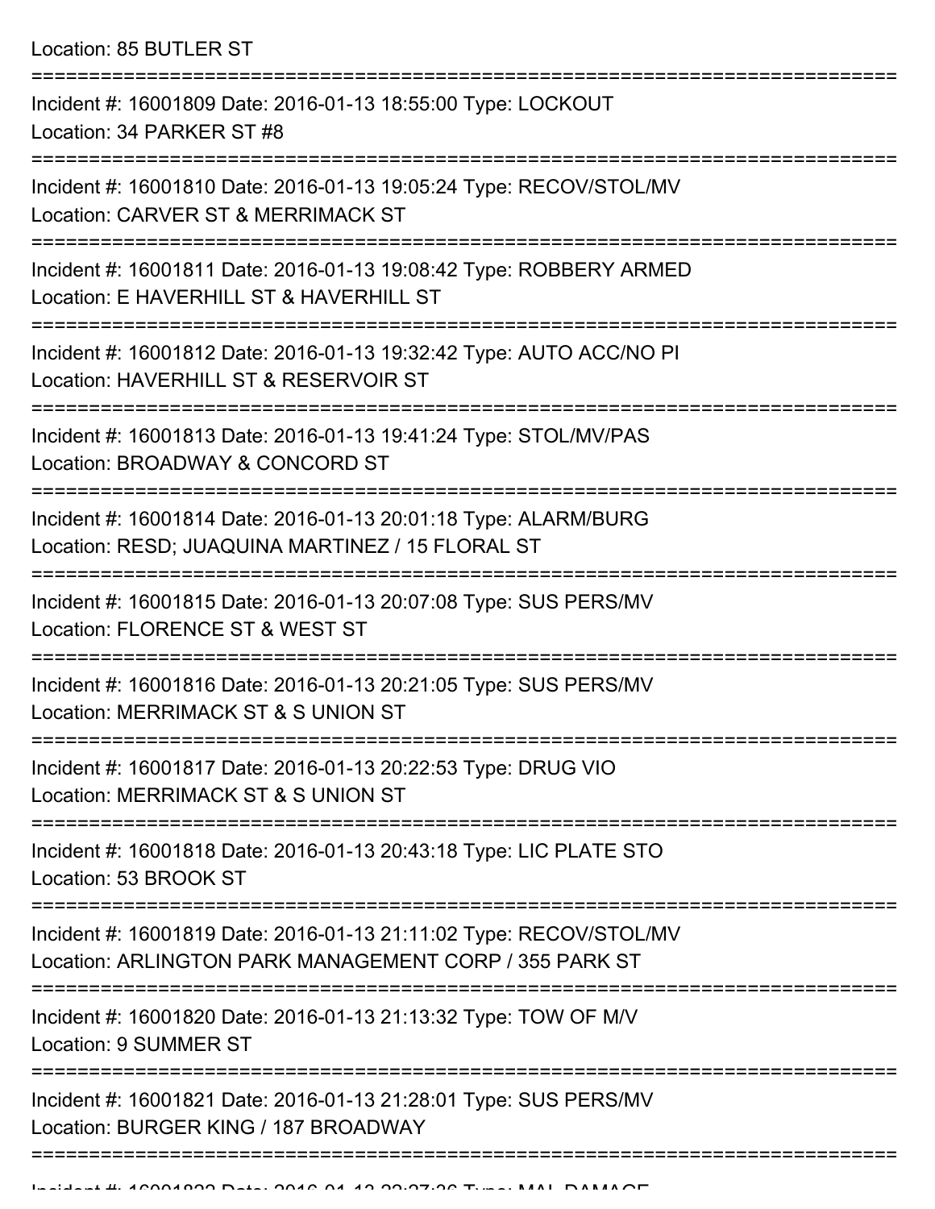Location: 85 BUTLER ST

===========================================================================

Incident #: 16001809 Date: 2016-01-13 18:55:00 Type: LOCKOUT
Location: 34 PARKER ST #8

===========================================================================

Incident #: 16001810 Date: 2016-01-13 19:05:24 Type: RECOV/STOL/MV
Location: CARVER ST & MERRIMACK ST

===========================================================================

Incident #: 16001811 Date: 2016-01-13 19:08:42 Type: ROBBERY ARMED
Location: E HAVERHILL ST & HAVERHILL ST

===========================================================================

Incident #: 16001812 Date: 2016-01-13 19:32:42 Type: AUTO ACC/NO PI
Location: HAVERHILL ST & RESERVOIR ST

===========================================================================

Incident #: 16001813 Date: 2016-01-13 19:41:24 Type: STOL/MV/PAS
Location: BROADWAY & CONCORD ST

===========================================================================

Incident #: 16001814 Date: 2016-01-13 20:01:18 Type: ALARM/BURG
Location: RESD; JUAQUINA MARTINEZ / 15 FLORAL ST

===========================================================================

Incident #: 16001815 Date: 2016-01-13 20:07:08 Type: SUS PERS/MV
Location: FLORENCE ST & WEST ST

===========================================================================

Incident #: 16001816 Date: 2016-01-13 20:21:05 Type: SUS PERS/MV
Location: MERRIMACK ST & S UNION ST

===========================================================================

Incident #: 16001817 Date: 2016-01-13 20:22:53 Type: DRUG VIO
Location: MERRIMACK ST & S UNION ST

===========================================================================

Incident #: 16001818 Date: 2016-01-13 20:43:18 Type: LIC PLATE STO
Location: 53 BROOK ST

===========================================================================

Incident #: 16001819 Date: 2016-01-13 21:11:02 Type: RECOV/STOL/MV
Location: ARLINGTON PARK MANAGEMENT CORP / 355 PARK ST

===========================================================================

Incident #: 16001820 Date: 2016-01-13 21:13:32 Type: TOW OF M/V
Location: 9 SUMMER ST

===========================================================================

Incident #: 16001821 Date: 2016-01-13 21:28:01 Type: SUS PERS/MV
Location: BURGER KING / 187 BROADWAY

===========================================================================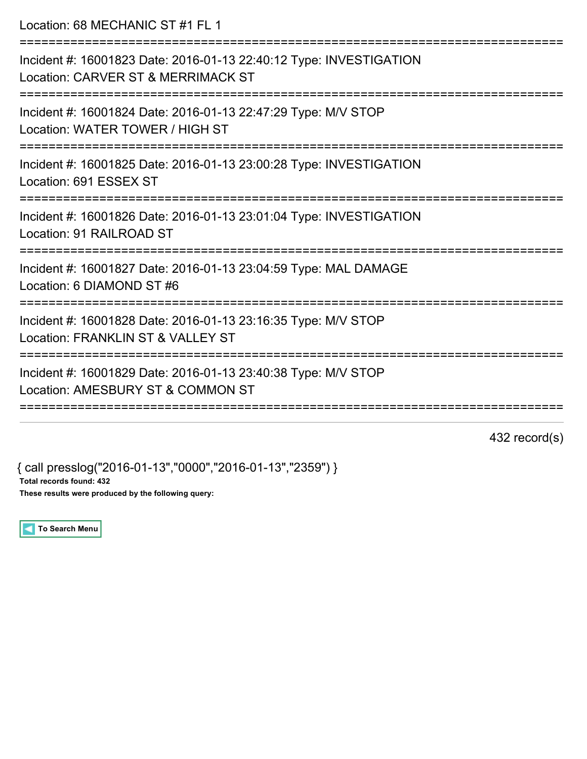Location: 68 MECHANIC ST #1 FL 1

===========================================================================

Incident #: 16001823 Date: 2016-01-13 22:40:12 Type: INVESTIGATION
Location: CARVER ST & MERRIMACK ST

===========================================================================

Incident #: 16001824 Date: 2016-01-13 22:47:29 Type: M/V STOP
Location: WATER TOWER / HIGH ST

===========================================================================

Incident #: 16001825 Date: 2016-01-13 23:00:28 Type: INVESTIGATION
Location: 691 ESSEX ST

===========================================================================

Incident #: 16001826 Date: 2016-01-13 23:01:04 Type: INVESTIGATION
Location: 91 RAILROAD ST

===========================================================================

Incident #: 16001827 Date: 2016-01-13 23:04:59 Type: MAL DAMAGE
Location: 6 DIAMOND ST #6

===========================================================================

Incident #: 16001828 Date: 2016-01-13 23:16:35 Type: M/V STOP
Location: FRANKLIN ST & VALLEY ST

===========================================================================

Incident #: 16001829 Date: 2016-01-13 23:40:38 Type: M/V STOP
Location: AMESBURY ST & COMMON ST

===========================================================================

432 record(s)

{ call presslog("2016-01-13","0000","2016-01-13","2359") }

**Total records found: 432**

**These results were produced by the following query:**

To Search Menu